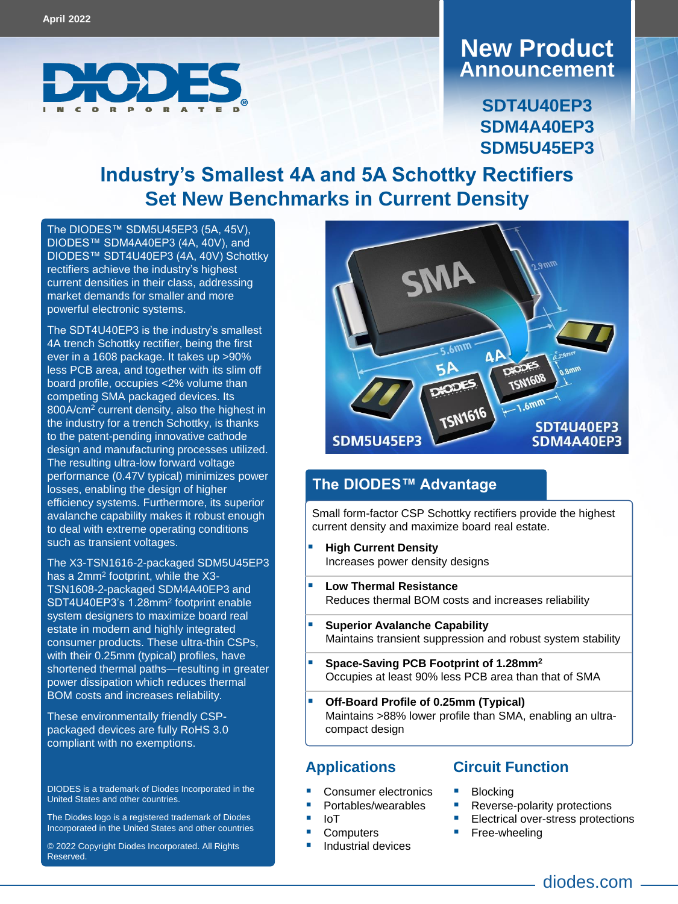April 2022

# New Product Announcement

**SDT4U40EP3**
**SDM4A40EP3**
**SDM5U45EP3**

# Industry's Smallest 4A and 5A Schottky Rectifiers Set New Benchmarks in Current Density

The DIODES™ SDM5U45EP3 (5A, 45V), DIODES™ SDM4A40EP3 (4A, 40V), and DIODES™ SDT4U40EP3 (4A, 40V) Schottky rectifiers achieve the industry's highest current densities in their class, addressing market demands for smaller and more powerful electronic systems.

The SDT4U40EP3 is the industry's smallest 4A trench Schottky rectifier, being the first ever in a 1608 package. It takes up >90% less PCB area, and together with its slim off board profile, occupies <2% volume than competing SMA packaged devices. Its 800A/cm$^2$ current density, also the highest in the industry for a trench Schottky, is thanks to the patent-pending innovative cathode design and manufacturing processes utilized. The resulting ultra-low forward voltage performance (0.47V typical) minimizes power losses, enabling the design of higher efficiency systems. Furthermore, its superior avalanche capability makes it robust enough to deal with extreme operating conditions such as transient voltages.

The X3-TSN1616-2-packaged SDM5U45EP3 has a 2mm$^2$ footprint, while the X3-TSN1608-2-packaged SDM4A40EP3 and SDT4U40EP3's 1.28mm$^2$ footprint enable system designers to maximize board real estate in modern and highly integrated consumer products. These ultra-thin CSPs, with their 0.25mm (typical) profiles, have shortened thermal paths—resulting in greater power dissipation which reduces thermal BOM costs and increases reliability.

These environmentally friendly CSP-packaged devices are fully RoHS 3.0 compliant with no exemptions.

DIODES is a trademark of Diodes Incorporated in the United States and other countries.

The Diodes logo is a registered trademark of Diodes Incorporated in the United States and other countries

© 2022 Copyright Diodes Incorporated. All Rights Reserved.

## The DIODES™ Advantage

Small form-factor CSP Schottky rectifiers provide the highest current density and maximize board real estate.

- **High Current Density**
  Increases power density designs
- **Low Thermal Resistance**
  Reduces thermal BOM costs and increases reliability
- **Superior Avalanche Capability**
  Maintains transient suppression and robust system stability
- **Space-Saving PCB Footprint of 1.28mm$^2$**
  Occupies at least 90% less PCB area than that of SMA
- **Off-Board Profile of 0.25mm (Typical)**
  Maintains >88% lower profile than SMA, enabling an ultra-compact design

## Applications

- Consumer electronics
- Portables/wearables
- IoT
- Computers
- Industrial devices

## Circuit Function

- Blocking
- Reverse-polarity protections
- Electrical over-stress protections
- Free-wheeling

diodes.com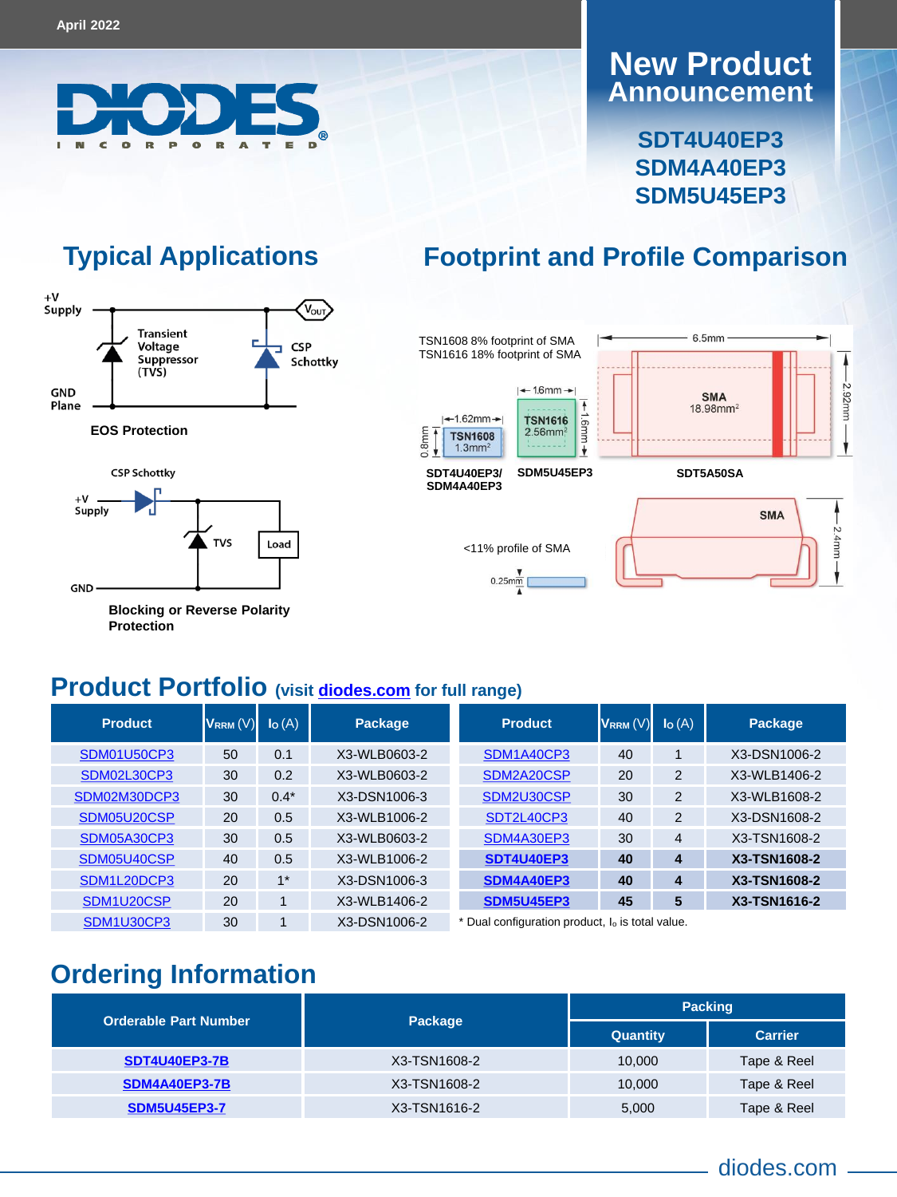April 2022

# New Product Announcement

**SDT4U40EP3**
**SDM4A40EP3**
**SDM5U45EP3**

## Typical Applications

+V Supply

Transient Voltage Suppressor (TVS)

CSP Schottky

$V_{OUT}$

GND Plane

**EOS Protection**

CSP Schottky

+V Supply

TVS

Load

GND

**Blocking or Reverse Polarity Protection**

## Footprint and Profile Comparison

TSN1608 8% footprint of SMA
TSN1616 18% footprint of SMA

1.62mm

TSN1608 1.3mm²

0.8mm

1.6mm

TSN1616 2.56mm²

1.6mm

6.5mm

SMA 18.98mm²

2.92mm

SDT4U40EP3/ SDM4A40EP3

SDM5U45EP3

SDT5A50SA

<11% profile of SMA

0.25mm

SMA

2.4mm

## Product Portfolio (visit diodes.com for full range)

| Product | $V_{RRM}$ (V) | $I_O$ (A) | Package | Product | $V_{RRM}$ (V) | $I_O$ (A) | Package |
|---|---|---|---|---|---|---|---|
| SDM01U50CP3 | 50 | 0.1 | X3-WLB0603-2 | SDM1A40CP3 | 40 | 1 | X3-DSN1006-2 |
| SDM02L30CP3 | 30 | 0.2 | X3-WLB0603-2 | SDM2A20CSP | 20 | 2 | X3-WLB1406-2 |
| SDM02M30DCP3 | 30 | 0.4* | X3-DSN1006-3 | SDM2U30CSP | 30 | 2 | X3-WLB1608-2 |
| SDM05U20CSP | 20 | 0.5 | X3-WLB1006-2 | SDT2L40CP3 | 40 | 2 | X3-DSN1608-2 |
| SDM05A30CP3 | 30 | 0.5 | X3-WLB0603-2 | SDM4A30EP3 | 30 | 4 | X3-TSN1608-2 |
| SDM05U40CSP | 40 | 0.5 | X3-WLB1006-2 | **SDT4U40EP3** | **40** | **4** | **X3-TSN1608-2** |
| SDM1L20DCP3 | 20 | 1* | X3-DSN1006-3 | **SDM4A40EP3** | **40** | **4** | **X3-TSN1608-2** |
| SDM1U20CSP | 20 | 1 | X3-WLB1406-2 | **SDM5U45EP3** | **45** | **5** | **X3-TSN1616-2** |
| SDM1U30CP3 | 30 | 1 | X3-DSN1006-2 | | | | |

\* Dual configuration product, $I_o$ is total value.

## Ordering Information

| Orderable Part Number | Package | Packing | |
|---|---|---|---|
| | | Quantity | Carrier |
| **SDT4U40EP3-7B** | X3-TSN1608-2 | 10,000 | Tape & Reel |
| **SDM4A40EP3-7B** | X3-TSN1608-2 | 10,000 | Tape & Reel |
| **SDM5U45EP3-7** | X3-TSN1616-2 | 5,000 | Tape & Reel |

diodes.com